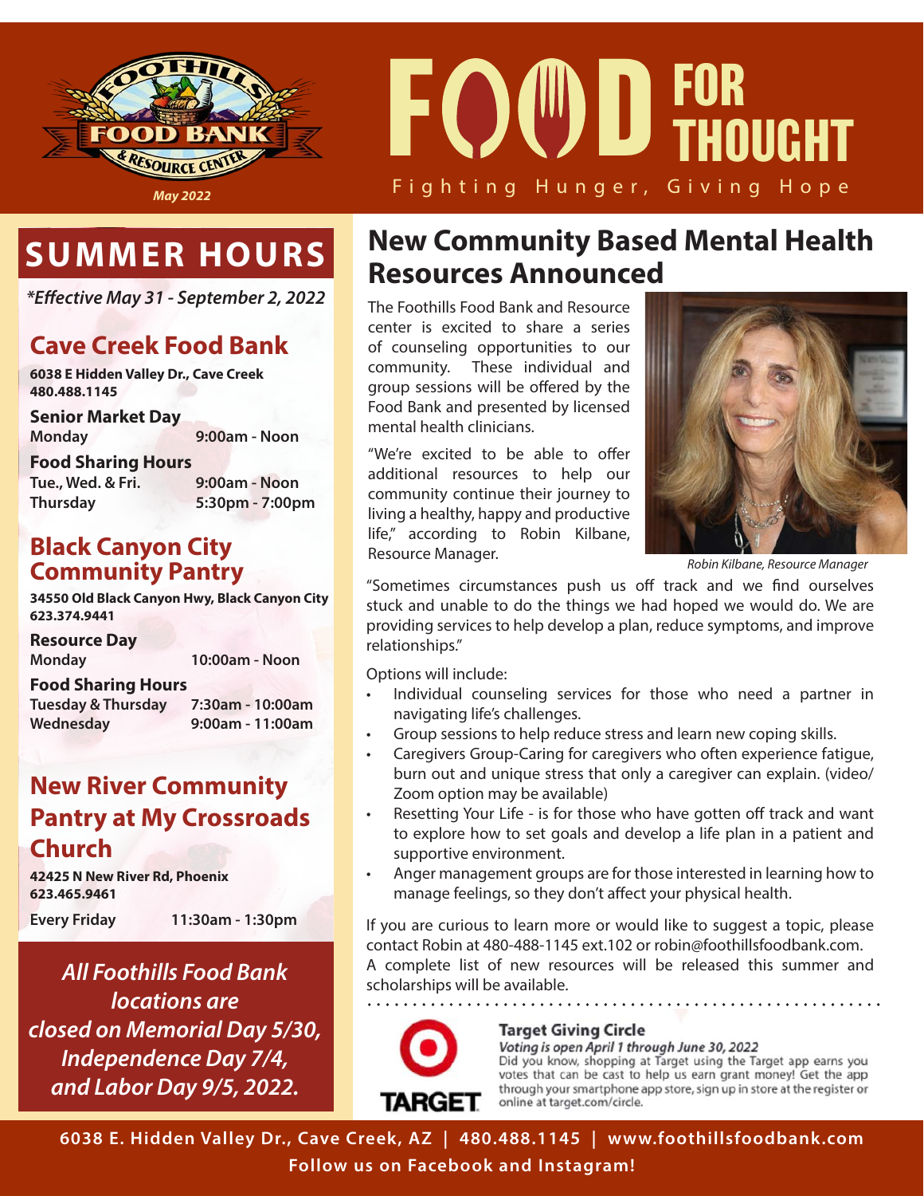FOOTHILLS FOOD BANK & RESOURCE CENTER

*May 2022*

# FOOD FOR THOUGHT

Fighting Hunger, Giving Hope

## SUMMER HOURS

*\*Effective May 31 - September 2, 2022*

### Cave Creek Food Bank

**6038 E Hidden Valley Dr., Cave Creek**
**480.488.1145**

**Senior Market Day**
**Monday** 9:00am - Noon

**Food Sharing Hours**
**Tue., Wed. & Fri.** 9:00am - Noon
**Thursday** 5:30pm - 7:00pm

### Black Canyon City Community Pantry

**34550 Old Black Canyon Hwy, Black Canyon City**
**623.374.9441**

**Resource Day**
**Monday** 10:00am - Noon

**Food Sharing Hours**
**Tuesday & Thursday** 7:30am - 10:00am
**Wednesday** 9:00am - 11:00am

### New River Community Pantry at My Crossroads Church

**42425 N New River Rd, Phoenix**
**623.465.9461**

**Every Friday** 11:30am - 1:30pm

***All Foothills Food Bank locations are closed on Memorial Day 5/30, Independence Day 7/4, and Labor Day 9/5, 2022.***

## New Community Based Mental Health Resources Announced

The Foothills Food Bank and Resource center is excited to share a series of counseling opportunities to our community. These individual and group sessions will be offered by the Food Bank and presented by licensed mental health clinicians.

"We're excited to be able to offer additional resources to help our community continue their journey to living a healthy, happy and productive life," according to Robin Kilbane, Resource Manager.

*Robin Kilbane, Resource Manager*

"Sometimes circumstances push us off track and we find ourselves stuck and unable to do the things we had hoped we would do. We are providing services to help develop a plan, reduce symptoms, and improve relationships."

Options will include:

- Individual counseling services for those who need a partner in navigating life's challenges.
- Group sessions to help reduce stress and learn new coping skills.
- Caregivers Group-Caring for caregivers who often experience fatigue, burn out and unique stress that only a caregiver can explain. (video/ Zoom option may be available)
- Resetting Your Life - is for those who have gotten off track and want to explore how to set goals and develop a life plan in a patient and supportive environment.
- Anger management groups are for those interested in learning how to manage feelings, so they don't affect your physical health.

If you are curious to learn more or would like to suggest a topic, please contact Robin at 480-488-1145 ext.102 or robin@foothillsfoodbank.com. A complete list of new resources will be released this summer and scholarships will be available.

### Target Giving Circle

*Voting is open April 1 through June 30, 2022*

Did you know, shopping at Target using the Target app earns you votes that can be cast to help us earn grant money! Get the app through your smartphone app store, sign up in store at the register or online at target.com/circle.

**6038 E. Hidden Valley Dr., Cave Creek, AZ | 480.488.1145 | www.foothillsfoodbank.com**
**Follow us on Facebook and Instagram!**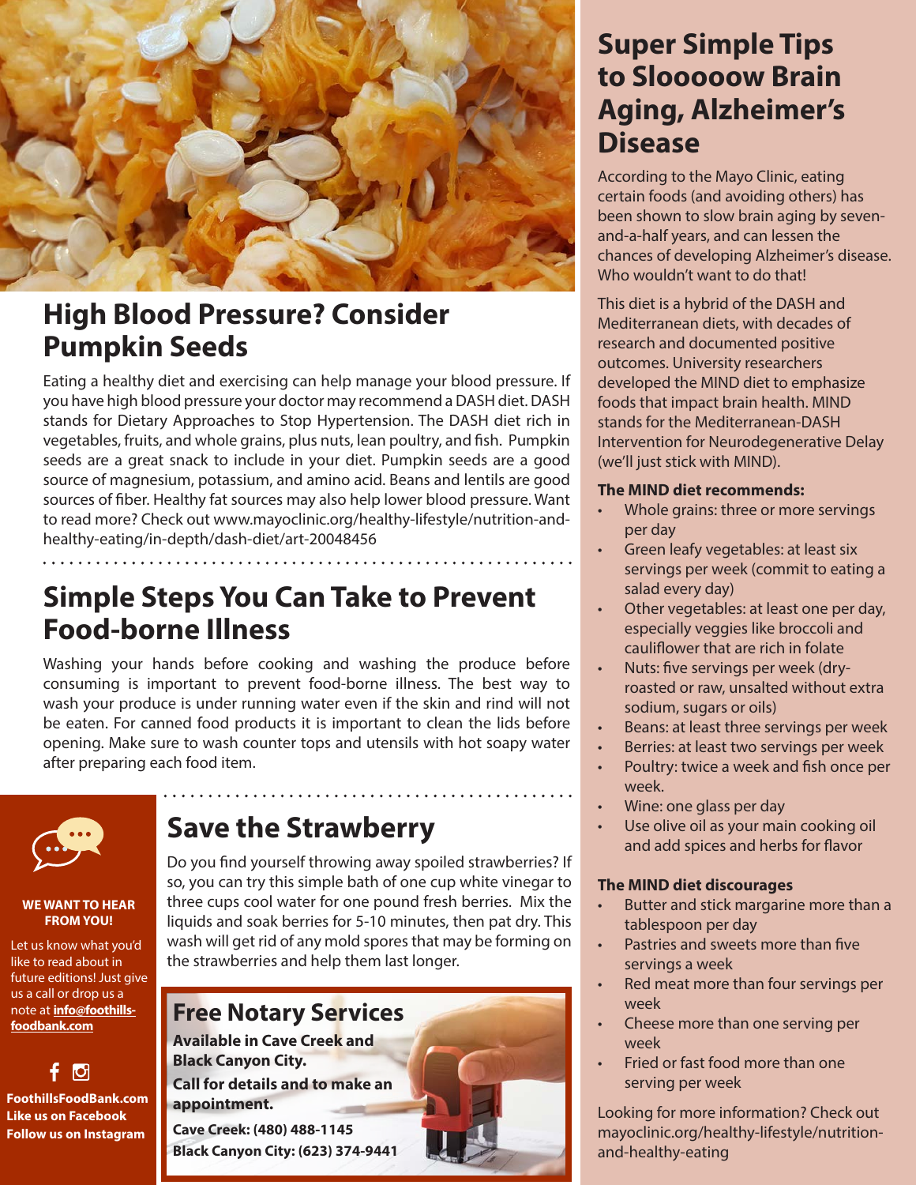## High Blood Pressure? Consider Pumpkin Seeds

Eating a healthy diet and exercising can help manage your blood pressure. If you have high blood pressure your doctor may recommend a DASH diet. DASH stands for Dietary Approaches to Stop Hypertension. The DASH diet rich in vegetables, fruits, and whole grains, plus nuts, lean poultry, and fish. Pumpkin seeds are a great snack to include in your diet. Pumpkin seeds are a good source of magnesium, potassium, and amino acid. Beans and lentils are good sources of fiber. Healthy fat sources may also help lower blood pressure. Want to read more? Check out www.mayoclinic.org/healthy-lifestyle/nutrition-and-healthy-eating/in-depth/dash-diet/art-20048456

## Simple Steps You Can Take to Prevent Food-borne Illness

Washing your hands before cooking and washing the produce before consuming is important to prevent food-borne illness. The best way to wash your produce is under running water even if the skin and rind will not be eaten. For canned food products it is important to clean the lids before opening. Make sure to wash counter tops and utensils with hot soapy water after preparing each food item.

## Save the Strawberry

Do you find yourself throwing away spoiled strawberries? If so, you can try this simple bath of one cup white vinegar to three cups cool water for one pound fresh berries. Mix the liquids and soak berries for 5-10 minutes, then pat dry. This wash will get rid of any mold spores that may be forming on the strawberries and help them last longer.

## Free Notary Services

**Available in Cave Creek and Black Canyon City.**

**Call for details and to make an appointment.**

**Cave Creek: (480) 488-1145**
**Black Canyon City: (623) 374-9441**

**WE WANT TO HEAR FROM YOU!**

Let us know what you'd like to read about in future editions! Just give us a call or drop us a note at **info@foothills-foodbank.com**

**FoothillsFoodBank.com**
**Like us on Facebook**
**Follow us on Instagram**

## Super Simple Tips to Slooooow Brain Aging, Alzheimer's Disease

According to the Mayo Clinic, eating certain foods (and avoiding others) has been shown to slow brain aging by seven-and-a-half years, and can lessen the chances of developing Alzheimer's disease. Who wouldn't want to do that!

This diet is a hybrid of the DASH and Mediterranean diets, with decades of research and documented positive outcomes. University researchers developed the MIND diet to emphasize foods that impact brain health. MIND stands for the Mediterranean-DASH Intervention for Neurodegenerative Delay (we'll just stick with MIND).

**The MIND diet recommends:**

- Whole grains: three or more servings per day
- Green leafy vegetables: at least six servings per week (commit to eating a salad every day)
- Other vegetables: at least one per day, especially veggies like broccoli and cauliflower that are rich in folate
- Nuts: five servings per week (dry-roasted or raw, unsalted without extra sodium, sugars or oils)
- Beans: at least three servings per week
- Berries: at least two servings per week
- Poultry: twice a week and fish once per week.
- Wine: one glass per day
- Use olive oil as your main cooking oil and add spices and herbs for flavor

**The MIND diet discourages**

- Butter and stick margarine more than a tablespoon per day
- Pastries and sweets more than five servings a week
- Red meat more than four servings per week
- Cheese more than one serving per week
- Fried or fast food more than one serving per week

Looking for more information? Check out mayoclinic.org/healthy-lifestyle/nutrition-and-healthy-eating